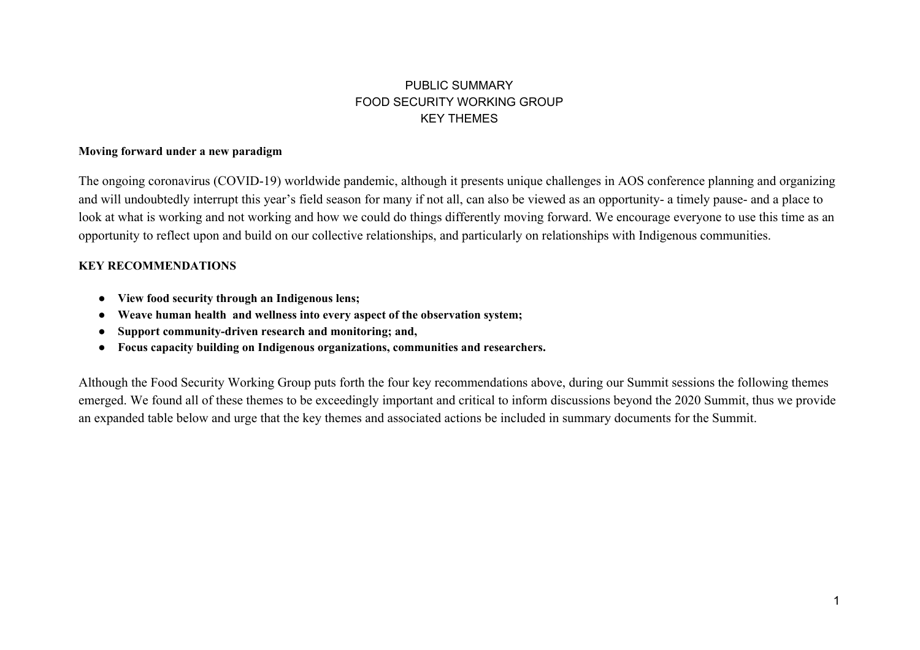# PUBLIC SUMMARY
# FOOD SECURITY WORKING GROUP
# KEY THEMES

**Moving forward under a new paradigm**

The ongoing coronavirus (COVID-19) worldwide pandemic, although it presents unique challenges in AOS conference planning and organizing and will undoubtedly interrupt this year's field season for many if not all, can also be viewed as an opportunity- a timely pause- and a place to look at what is working and not working and how we could do things differently moving forward. We encourage everyone to use this time as an opportunity to reflect upon and build on our collective relationships, and particularly on relationships with Indigenous communities.

**KEY RECOMMENDATIONS**

- **View food security through an Indigenous lens;**
- **Weave human health and wellness into every aspect of the observation system;**
- **Support community-driven research and monitoring; and,**
- **Focus capacity building on Indigenous organizations, communities and researchers.**

Although the Food Security Working Group puts forth the four key recommendations above, during our Summit sessions the following themes emerged. We found all of these themes to be exceedingly important and critical to inform discussions beyond the 2020 Summit, thus we provide an expanded table below and urge that the key themes and associated actions be included in summary documents for the Summit.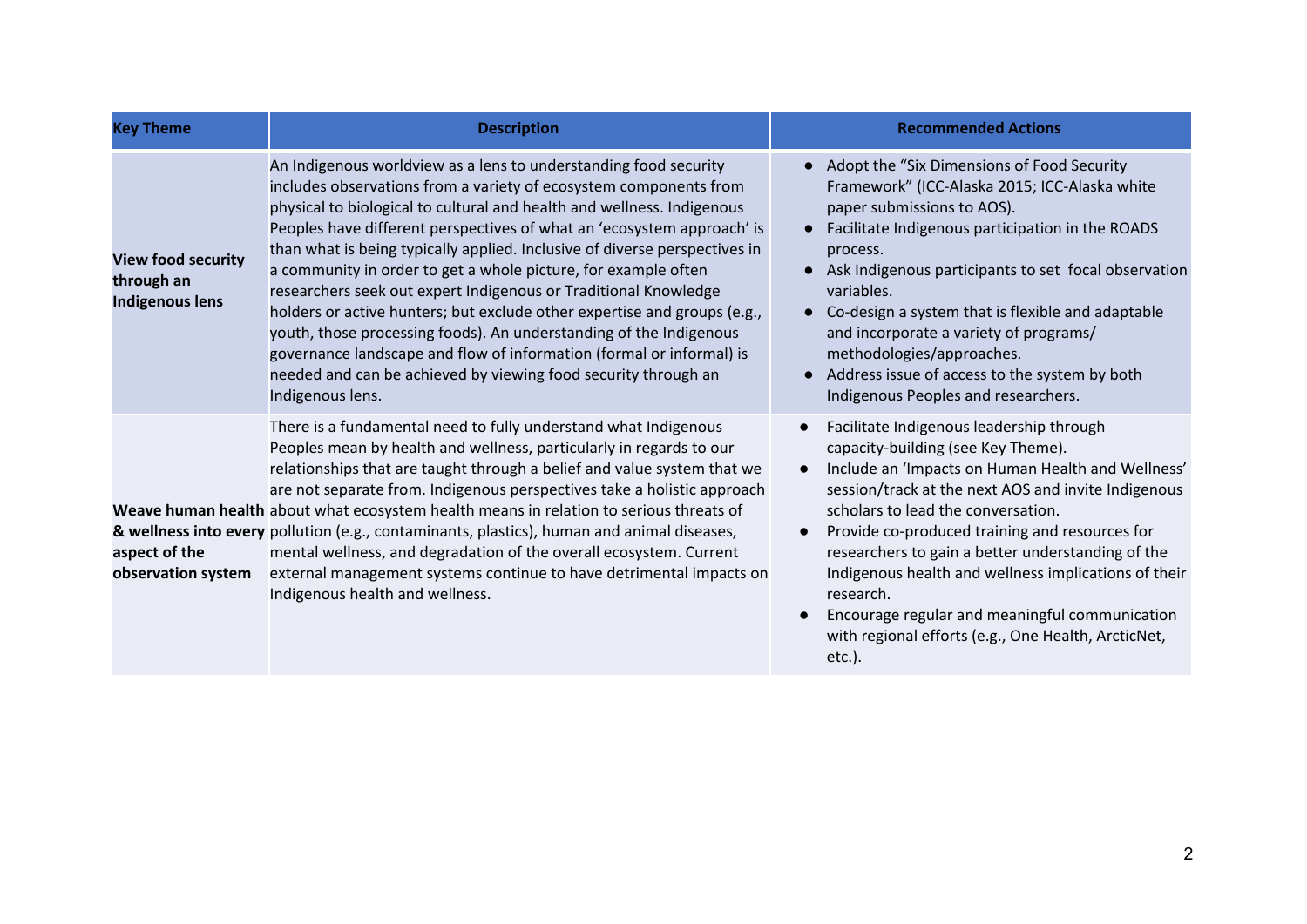| Key Theme | Description | Recommended Actions |
|---|---|---|
| **View food security through an Indigenous lens** | An Indigenous worldview as a lens to understanding food security includes observations from a variety of ecosystem components from physical to biological to cultural and health and wellness. Indigenous Peoples have different perspectives of what an 'ecosystem approach' is than what is being typically applied. Inclusive of diverse perspectives in a community in order to get a whole picture, for example often researchers seek out expert Indigenous or Traditional Knowledge holders or active hunters; but exclude other expertise and groups (e.g., youth, those processing foods). An understanding of the Indigenous governance landscape and flow of information (formal or informal) is needed and can be achieved by viewing food security through an Indigenous lens. | • Adopt the "Six Dimensions of Food Security Framework" (ICC-Alaska 2015; ICC-Alaska white paper submissions to AOS).<br>• Facilitate Indigenous participation in the ROADS process.<br>• Ask Indigenous participants to set focal observation variables.<br>• Co-design a system that is flexible and adaptable and incorporate a variety of programs/ methodologies/approaches.<br>• Address issue of access to the system by both Indigenous Peoples and researchers. |
| **Weave human health & wellness into every aspect of the observation system** | There is a fundamental need to fully understand what Indigenous Peoples mean by health and wellness, particularly in regards to our relationships that are taught through a belief and value system that we are not separate from. Indigenous perspectives take a holistic approach about what ecosystem health means in relation to serious threats of pollution (e.g., contaminants, plastics), human and animal diseases, mental wellness, and degradation of the overall ecosystem. Current external management systems continue to have detrimental impacts on Indigenous health and wellness. | • Facilitate Indigenous leadership through capacity-building (see Key Theme).<br>• Include an 'Impacts on Human Health and Wellness' session/track at the next AOS and invite Indigenous scholars to lead the conversation.<br>• Provide co-produced training and resources for researchers to gain a better understanding of the Indigenous health and wellness implications of their research.<br>• Encourage regular and meaningful communication with regional efforts (e.g., One Health, ArcticNet, etc.). |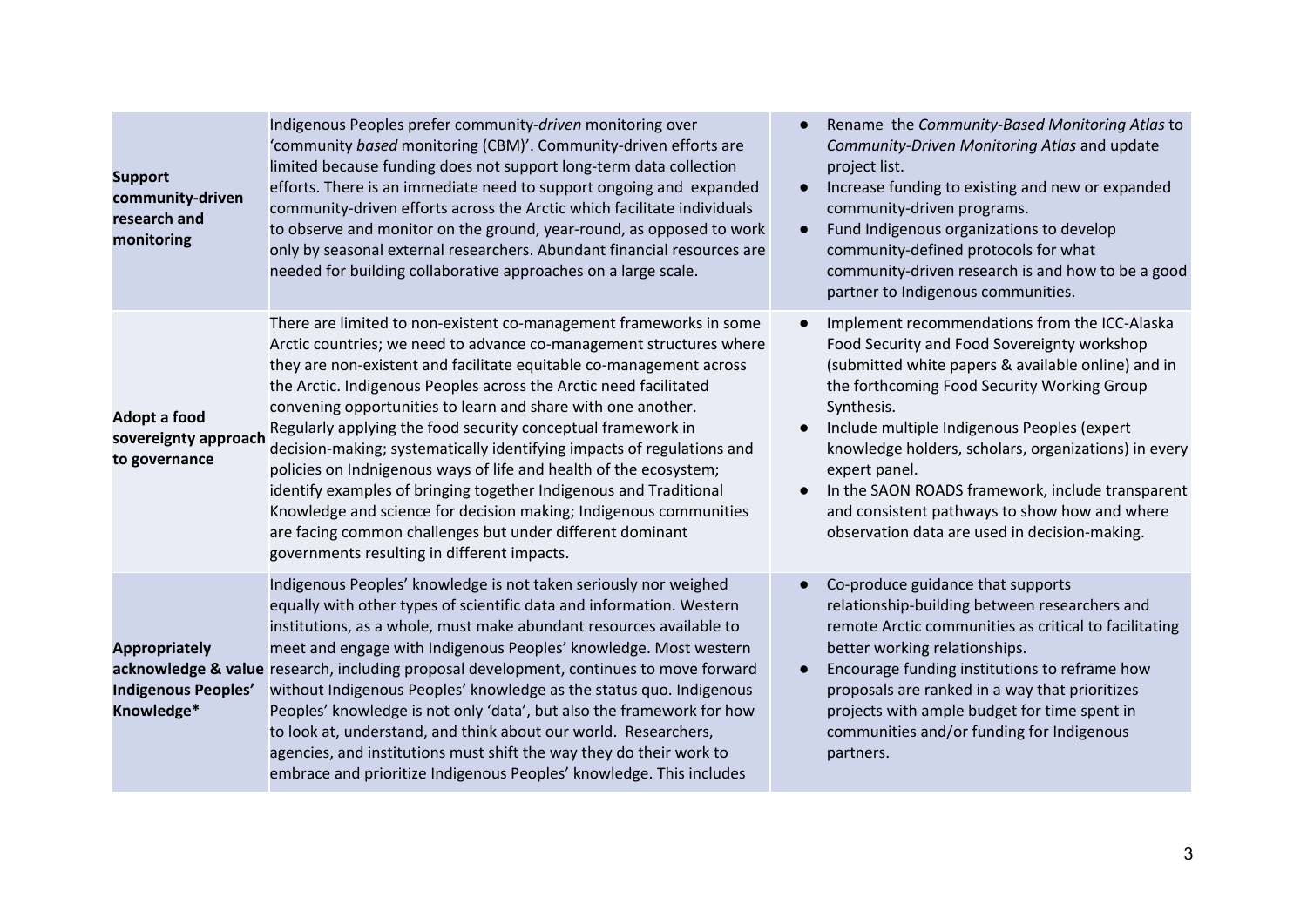| | | |
|---|---|---|
| **Support community-driven research and monitoring** | Indigenous Peoples prefer community-*driven* monitoring over 'community *based* monitoring (CBM)'. Community-driven efforts are limited because funding does not support long-term data collection efforts. There is an immediate need to support ongoing and expanded community-driven efforts across the Arctic which facilitate individuals to observe and monitor on the ground, year-round, as opposed to work only by seasonal external researchers. Abundant financial resources are needed for building collaborative approaches on a large scale. | ● Rename the *Community-Based Monitoring Atlas* to *Community-Driven Monitoring Atlas* and update project list.<br>● Increase funding to existing and new or expanded community-driven programs.<br>● Fund Indigenous organizations to develop community-defined protocols for what community-driven research is and how to be a good partner to Indigenous communities. |
| **Adopt a food sovereignty approach to governance** | There are limited to non-existent co-management frameworks in some Arctic countries; we need to advance co-management structures where they are non-existent and facilitate equitable co-management across the Arctic. Indigenous Peoples across the Arctic need facilitated convening opportunities to learn and share with one another. Regularly applying the food security conceptual framework in decision-making; systematically identifying impacts of regulations and policies on Indnigenous ways of life and health of the ecosystem; identify examples of bringing together Indigenous and Traditional Knowledge and science for decision making; Indigenous communities are facing common challenges but under different dominant governments resulting in different impacts. | ● Implement recommendations from the ICC-Alaska Food Security and Food Sovereignty workshop (submitted white papers & available online) and in the forthcoming Food Security Working Group Synthesis.<br>● Include multiple Indigenous Peoples (expert knowledge holders, scholars, organizations) in every expert panel.<br>● In the SAON ROADS framework, include transparent and consistent pathways to show how and where observation data are used in decision-making. |
| **Appropriately acknowledge & value Indigenous Peoples' Knowledge*** | Indigenous Peoples' knowledge is not taken seriously nor weighed equally with other types of scientific data and information. Western institutions, as a whole, must make abundant resources available to meet and engage with Indigenous Peoples' knowledge. Most western research, including proposal development, continues to move forward without Indigenous Peoples' knowledge as the status quo. Indigenous Peoples' knowledge is not only 'data', but also the framework for how to look at, understand, and think about our world. Researchers, agencies, and institutions must shift the way they do their work to embrace and prioritize Indigenous Peoples' knowledge. This includes | ● Co-produce guidance that supports relationship-building between researchers and remote Arctic communities as critical to facilitating better working relationships.<br>● Encourage funding institutions to reframe how proposals are ranked in a way that prioritizes projects with ample budget for time spent in communities and/or funding for Indigenous partners. |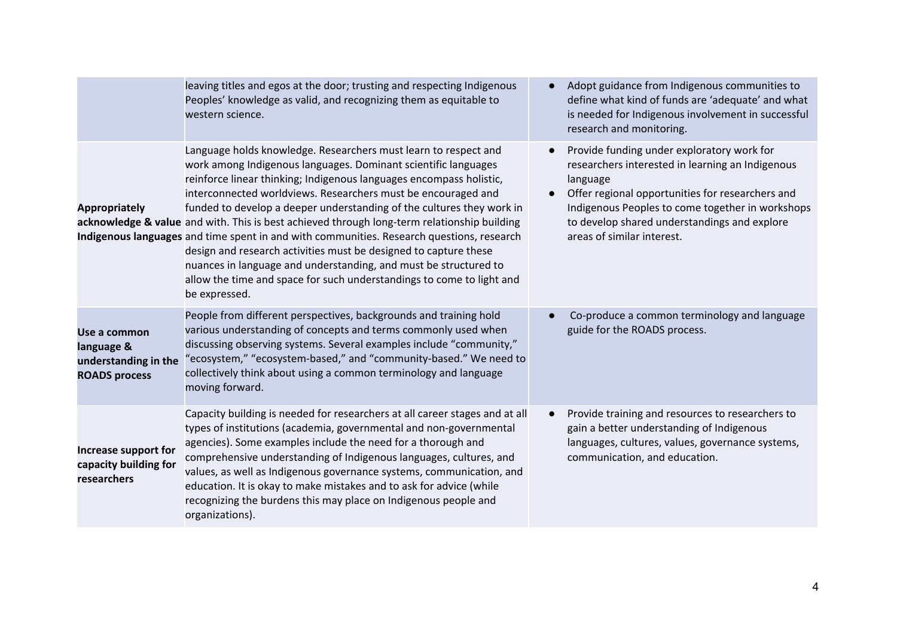| | | |
|---|---|---|
| | leaving titles and egos at the door; trusting and respecting Indigenous Peoples' knowledge as valid, and recognizing them as equitable to western science. | • Adopt guidance from Indigenous communities to define what kind of funds are 'adequate' and what is needed for Indigenous involvement in successful research and monitoring. |
| **Appropriately acknowledge & value Indigenous languages** | Language holds knowledge. Researchers must learn to respect and work among Indigenous languages. Dominant scientific languages reinforce linear thinking; Indigenous languages encompass holistic, interconnected worldviews. Researchers must be encouraged and funded to develop a deeper understanding of the cultures they work in and with. This is best achieved through long-term relationship building and time spent in and with communities. Research questions, research design and research activities must be designed to capture these nuances in language and understanding, and must be structured to allow the time and space for such understandings to come to light and be expressed. | • Provide funding under exploratory work for researchers interested in learning an Indigenous language<br>• Offer regional opportunities for researchers and Indigenous Peoples to come together in workshops to develop shared understandings and explore areas of similar interest. |
| **Use a common language & understanding in the ROADS process** | People from different perspectives, backgrounds and training hold various understanding of concepts and terms commonly used when discussing observing systems. Several examples include "community," "ecosystem," "ecosystem-based," and "community-based." We need to collectively think about using a common terminology and language moving forward. | • Co-produce a common terminology and language guide for the ROADS process. |
| **Increase support for capacity building for researchers** | Capacity building is needed for researchers at all career stages and at all types of institutions (academia, governmental and non-governmental agencies). Some examples include the need for a thorough and comprehensive understanding of Indigenous languages, cultures, and values, as well as Indigenous governance systems, communication, and education. It is okay to make mistakes and to ask for advice (while recognizing the burdens this may place on Indigenous people and organizations). | • Provide training and resources to researchers to gain a better understanding of Indigenous languages, cultures, values, governance systems, communication, and education. |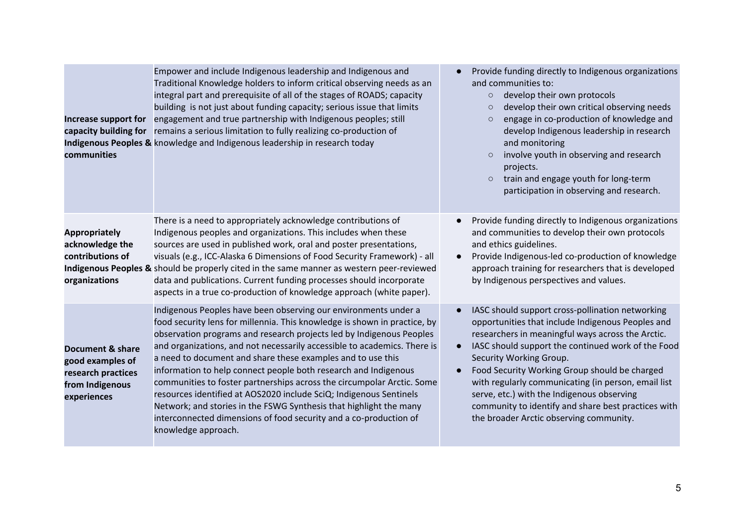| | | |
|---|---|---|
| **Increase support for capacity building for Indigenous Peoples & communities** | Empower and include Indigenous leadership and Indigenous and Traditional Knowledge holders to inform critical observing needs as an integral part and prerequisite of all of the stages of ROADS; capacity building is not just about funding capacity; serious issue that limits engagement and true partnership with Indigenous peoples; still remains a serious limitation to fully realizing co-production of knowledge and Indigenous leadership in research today | • Provide funding directly to Indigenous organizations and communities to:<br>○ develop their own protocols<br>○ develop their own critical observing needs<br>○ engage in co-production of knowledge and develop Indigenous leadership in research and monitoring<br>○ involve youth in observing and research projects.<br>○ train and engage youth for long-term participation in observing and research. |
| **Appropriately acknowledge the contributions of Indigenous Peoples & organizations** | There is a need to appropriately acknowledge contributions of Indigenous peoples and organizations. This includes when these sources are used in published work, oral and poster presentations, visuals (e.g., ICC-Alaska 6 Dimensions of Food Security Framework) - all should be properly cited in the same manner as western peer-reviewed data and publications. Current funding processes should incorporate aspects in a true co-production of knowledge approach (white paper). | • Provide funding directly to Indigenous organizations and communities to develop their own protocols and ethics guidelines.<br>• Provide Indigenous-led co-production of knowledge approach training for researchers that is developed by Indigenous perspectives and values. |
| **Document & share good examples of research practices from Indigenous experiences** | Indigenous Peoples have been observing our environments under a food security lens for millennia. This knowledge is shown in practice, by observation programs and research projects led by Indigenous Peoples and organizations, and not necessarily accessible to academics. There is a need to document and share these examples and to use this information to help connect people both research and Indigenous communities to foster partnerships across the circumpolar Arctic. Some resources identified at AOS2020 include SciQ; Indigenous Sentinels Network; and stories in the FSWG Synthesis that highlight the many interconnected dimensions of food security and a co-production of knowledge approach. | • IASC should support cross-pollination networking opportunities that include Indigenous Peoples and researchers in meaningful ways across the Arctic.<br>• IASC should support the continued work of the Food Security Working Group.<br>• Food Security Working Group should be charged with regularly communicating (in person, email list serve, etc.) with the Indigenous observing community to identify and share best practices with the broader Arctic observing community. |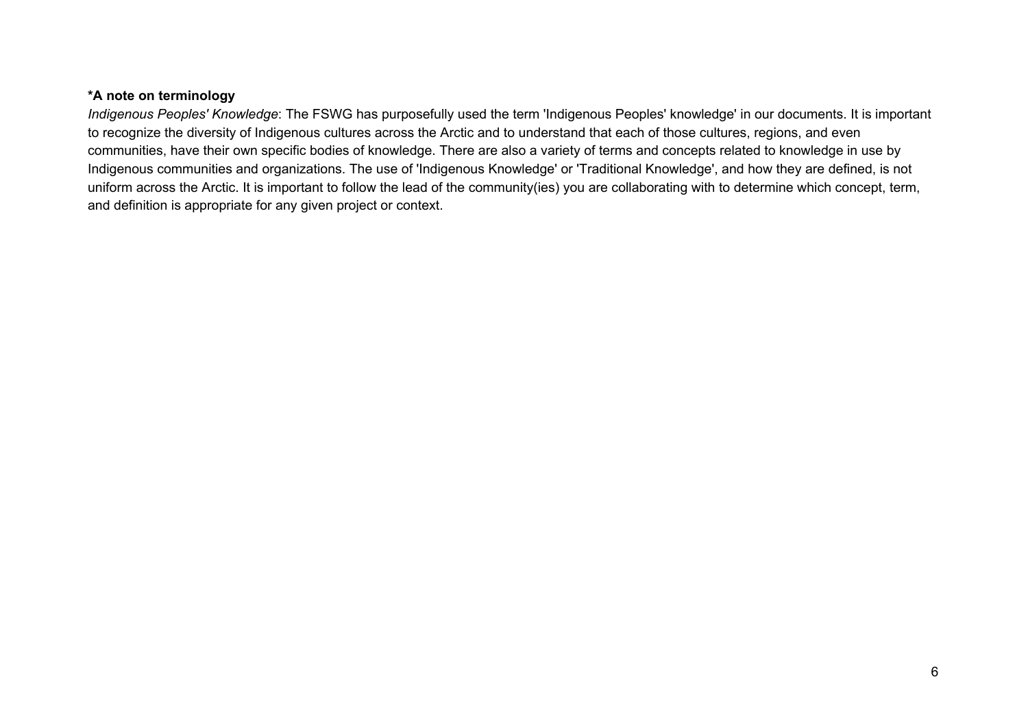**\*A note on terminology**

*Indigenous Peoples' Knowledge*: The FSWG has purposefully used the term 'Indigenous Peoples' knowledge' in our documents. It is important to recognize the diversity of Indigenous cultures across the Arctic and to understand that each of those cultures, regions, and even communities, have their own specific bodies of knowledge. There are also a variety of terms and concepts related to knowledge in use by Indigenous communities and organizations. The use of 'Indigenous Knowledge' or 'Traditional Knowledge', and how they are defined, is not uniform across the Arctic. It is important to follow the lead of the community(ies) you are collaborating with to determine which concept, term, and definition is appropriate for any given project or context.